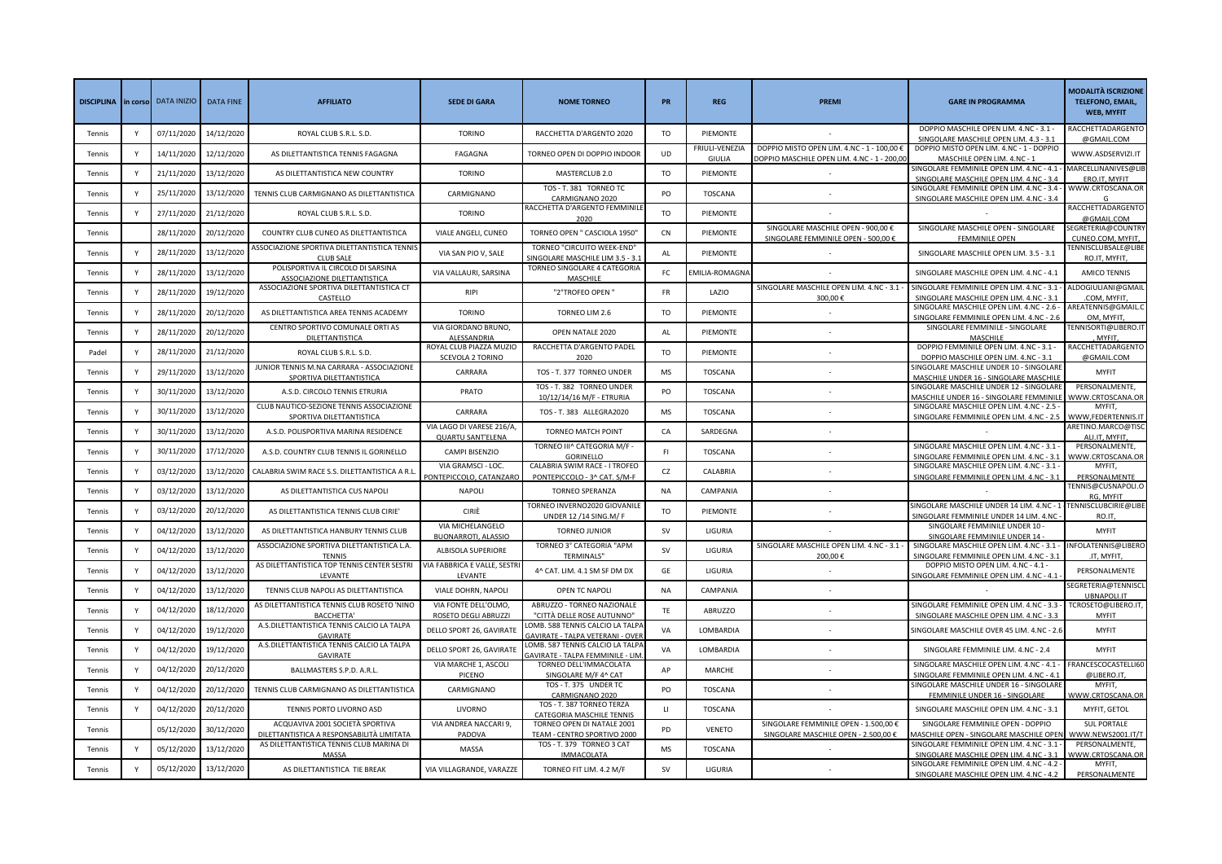| DISCIPLINA | in corso | DATA INIZIO | DATA FINE | AFFILIATO | SEDE DI GARA | NOME TORNEO | PR | REG | PREMI | GARE IN PROGRAMMA | MODALITÀ ISCRIZIONE TELEFONO, EMAIL, WEB, MYFIT |
|---|---|---|---|---|---|---|---|---|---|---|---|
| Tennis | Y | 07/11/2020 | 14/12/2020 | ROYAL CLUB S.R.L. S.D. | TORINO | RACCHETTA D'ARGENTO 2020 | TO | PIEMONTE | - | DOPPIO MASCHILE OPEN LIM. 4.NC - 3.1 - SINGOLARE MASCHILE OPEN LIM. 4.3 - 3.1 | RACCHETTADARGENTO@GMAIL.COM |
| Tennis | Y | 14/11/2020 | 12/12/2020 | AS DILETTANTISTICA TENNIS FAGAGNA | FAGAGNA | TORNEO OPEN DI DOPPIO INDOOR | UD | FRIULI-VENEZIA GIULIA | DOPPIO MISTO OPEN LIM. 4.NC - 1 - 100,00 € DOPPIO MASCHILE OPEN LIM. 4.NC - 1 - 200,00 | DOPPIO MISTO OPEN LIM. 4.NC - 1 - DOPPIO MASCHILE OPEN LIM. 4.NC - 1 | WWW.ASDSERVIZI.IT |
| Tennis | Y | 21/11/2020 | 13/12/2020 | AS DILETTANTISTICA NEW COUNTRY | TORINO | MASTERCLUB 2.0 | TO | PIEMONTE | - | SINGOLARE FEMMINILE OPEN LIM. 4.NC - 4.1 - SINGOLARE MASCHILE OPEN LIM. 4.NC - 3.4 | MARCELLINANIVES@LIBERO.IT, MYFIT |
| Tennis | Y | 25/11/2020 | 13/12/2020 | TENNIS CLUB CARMIGNANO AS DILETTANTISTICA | CARMIGNANO | TOS - T. 381 TORNEO TC CARMIGNANO 2020 | PO | TOSCANA | - | SINGOLARE FEMMINILE OPEN LIM. 4.NC - 3.4 - SINGOLARE MASCHILE OPEN LIM. 4.NC - 3.4 | WWW.CRTOSCANA.ORG |
| Tennis | Y | 27/11/2020 | 21/12/2020 | ROYAL CLUB S.R.L. S.D. | TORINO | RACCHETTA D'ARGENTO FEMMINILE 2020 | TO | PIEMONTE | - | - | RACCHETTADARGENTO@GMAIL.COM |
| Tennis | | 28/11/2020 | 20/12/2020 | COUNTRY CLUB CUNEO AS DILETTANTISTICA | VIALE ANGELI, CUNEO | TORNEO OPEN " CASCIOLA 1950" | CN | PIEMONTE | SINGOLARE MASCHILE OPEN - 900,00 € SINGOLARE FEMMINILE OPEN - 500,00 € | SINGOLARE MASCHILE OPEN - SINGOLARE FEMMINILE OPEN | SEGRETERIA@COUNTRYCUNEO.COM, MYFIT, |
| Tennis | Y | 28/11/2020 | 13/12/2020 | ASSOCIAZIONE SPORTIVA DILETTANTISTICA TENNIS CLUB SALE | VIA SAN PIO V, SALE | TORNEO "CIRCUITO WEEK-END" SINGOLARE MASCHILE LIM 3.5 - 3.1 | AL | PIEMONTE | - | SINGOLARE MASCHILE OPEN LIM. 3.5 - 3.1 | TENNISCLUBSALE@LIBERO.IT, MYFIT, |
| Tennis | Y | 28/11/2020 | 13/12/2020 | POLISPORTIVA IL CIRCOLO DI SARSINA ASSOCIAZIONE DILETTANTISTICA | VIA VALLAURI, SARSINA | TORNEO SINGOLARE 4 CATEGORIA MASCHILE | FC | EMILIA-ROMAGNA | - | SINGOLARE MASCHILE OPEN LIM. 4.NC - 4.1 | AMICO TENNIS |
| Tennis | Y | 28/11/2020 | 19/12/2020 | ASSOCIAZIONE SPORTIVA DILETTANTISTICA CT CASTELLO | RIPI | "2°TROFEO OPEN " | FR | LAZIO | SINGOLARE MASCHILE OPEN LIM. 4.NC - 3.1 - 300,00 € | SINGOLARE FEMMINILE OPEN LIM. 4.NC - 3.1 - SINGOLARE MASCHILE OPEN LIM. 4.NC - 3.1 | ALDOGIULIANI@GMAIL.COM, MYFIT, |
| Tennis | Y | 28/11/2020 | 20/12/2020 | AS DILETTANTISTICA AREA TENNIS ACADEMY | TORINO | TORNEO LIM 2.6 | TO | PIEMONTE | - | SINGOLARE MASCHILE OPEN LIM. 4.NC - 2.6 - SINGOLARE FEMMINILE OPEN LIM. 4.NC - 2.6 | AREATENNIS@GMAIL.COM, MYFIT, |
| Tennis | Y | 28/11/2020 | 20/12/2020 | CENTRO SPORTIVO COMUNALE ORTI AS DILETTANTISTICA | VIA GIORDANO BRUNO, ALESSANDRIA | OPEN NATALE 2020 | AL | PIEMONTE | - | SINGOLARE FEMMINILE - SINGOLARE MASCHILE | TENNISORTI@LIBERO.IT, MYFIT, |
| Padel | Y | 28/11/2020 | 21/12/2020 | ROYAL CLUB S.R.L. S.D. | ROYAL CLUB PIAZZA MUZIO SCEVOLA 2 TORINO | RACCHETTA D'ARGENTO PADEL 2020 | TO | PIEMONTE | - | DOPPIO FEMMINILE OPEN LIM. 4.NC - 3.1 - DOPPIO MASCHILE OPEN LIM. 4.NC - 3.1 | RACCHETTADARGENTO@GMAIL.COM |
| Tennis | Y | 29/11/2020 | 13/12/2020 | JUNIOR TENNIS M.NA CARRARA - ASSOCIAZIONE SPORTIVA DILETTANTISTICA | CARRARA | TOS - T. 377 TORNEO UNDER | MS | TOSCANA | - | SINGOLARE MASCHILE UNDER 10 - SINGOLARE MASCHILE UNDER 16 - SINGOLARE MASCHILE | MYFIT |
| Tennis | Y | 30/11/2020 | 13/12/2020 | A.S.D. CIRCOLO TENNIS ETRURIA | PRATO | TOS - T. 382 TORNEO UNDER 10/12/14/16 M/F - ETRURIA | PO | TOSCANA | - | SINGOLARE MASCHILE UNDER 12 - SINGOLARE MASCHILE UNDER 16 - SINGOLARE FEMMINILE | PERSONALMENTE, WWW.CRTOSCANA.OR |
| Tennis | Y | 30/11/2020 | 13/12/2020 | CLUB NAUTICO-SEZIONE TENNIS ASSOCIAZIONE SPORTIVA DILETTANTISTICA | CARRARA | TOS - T. 383 ALLEGRA2020 | MS | TOSCANA | - | SINGOLARE MASCHILE OPEN LIM. 4.NC - 2.5 - SINGOLARE FEMMINILE OPEN LIM. 4.NC - 2.5 | MYFIT, WWW,FEDERTENNIS.IT |
| Tennis | Y | 30/11/2020 | 13/12/2020 | A.S.D. POLISPORTIVA MARINA RESIDENCE | VIA LAGO DI VARESE 216/A, QUARTU SANT'ELENA | TORNEO MATCH POINT | CA | SARDEGNA | - | - | ARETINO.MARCO@TISCALI.IT, MYFIT, |
| Tennis | Y | 30/11/2020 | 17/12/2020 | A.S.D. COUNTRY CLUB TENNIS IL GORINELLO | CAMPI BISENZIO | TORNEO III^ CATEGORIA M/F - GORINELLO | FI | TOSCANA | - | SINGOLARE MASCHILE OPEN LIM. 4.NC - 3.1 - SINGOLARE FEMMINILE OPEN LIM. 4.NC - 3.1 | PERSONALMENTE, WWW.CRTOSCANA.OR |
| Tennis | Y | 03/12/2020 | 13/12/2020 | CALABRIA SWIM RACE S.S. DILETTANTISTICA A R.L. | VIA GRAMSCI - LOC. PONTEPICCOLO, CATANZARO | CALABRIA SWIM RACE - I TROFEO PONTEPICCOLO - 3^ CAT. S/M-F | CZ | CALABRIA | - | SINGOLARE MASCHILE OPEN LIM. 4.NC - 3.1 - SINGOLARE FEMMINILE OPEN LIM. 4.NC - 3.1 | MYFIT, PERSONALMENTE |
| Tennis | Y | 03/12/2020 | 13/12/2020 | AS DILETTANTISTICA CUS NAPOLI | NAPOLI | TORNEO SPERANZA | NA | CAMPANIA | - | - | TENNIS@CUSNAPOLI.ORG, MYFIT |
| Tennis | Y | 03/12/2020 | 20/12/2020 | AS DILETTANTISTICA TENNIS CLUB CIRIE' | CIRIÈ | TORNEO INVERNO2020 GIOVANILE UNDER 12 /14 SING.M/ F | TO | PIEMONTE | - | SINGOLARE MASCHILE UNDER 14 LIM. 4.NC - 1 - SINGOLARE FEMMINILE UNDER 14 LIM. 4.NC - | TENNISCLUBCIRIE@LIBERO.IT, |
| Tennis | Y | 04/12/2020 | 13/12/2020 | AS DILETTANTISTICA HANBURY TENNIS CLUB | VIA MICHELANGELO BUONARROTI, ALASSIO | TORNEO JUNIOR | SV | LIGURIA | - | SINGOLARE FEMMINILE UNDER 10 - SINGOLARE FEMMINILE UNDER 14 - | MYFIT |
| Tennis | Y | 04/12/2020 | 13/12/2020 | ASSOCIAZIONE SPORTIVA DILETTANTISTICA L.A. TENNIS | ALBISOLA SUPERIORE | TORNEO 3° CATEGORIA "APM TERMINALS" | SV | LIGURIA | SINGOLARE MASCHILE OPEN LIM. 4.NC - 3.1 - 200,00 € | SINGOLARE MASCHILE OPEN LIM. 4.NC - 3.1 - SINGOLARE FEMMINILE OPEN LIM. 4.NC - 3.1 | INFOLATENNIS@LIBERO.IT, MYFIT, |
| Tennis | Y | 04/12/2020 | 13/12/2020 | AS DILETTANTISTICA TOP TENNIS CENTER SESTRI LEVANTE | VIA FABBRICA E VALLE, SESTRI LEVANTE | 4^ CAT. LIM. 4.1 SM SF DM DX | GE | LIGURIA | - | DOPPIO MISTO OPEN LIM. 4.NC - 4.1 - SINGOLARE FEMMINILE OPEN LIM. 4.NC - 4.1 - | PERSONALMENTE |
| Tennis | Y | 04/12/2020 | 13/12/2020 | TENNIS CLUB NAPOLI AS DILETTANTISTICA | VIALE DOHRN, NAPOLI | OPEN TC NAPOLI | NA | CAMPANIA | - | - | SEGRETERIA@TENNISCLUBNAPOLI.IT |
| Tennis | Y | 04/12/2020 | 18/12/2020 | AS DILETTANTISTICA TENNIS CLUB ROSETO 'NINO BACCHETTA' | VIA FONTE DELL'OLMO, ROSETO DEGLI ABRUZZI | ABRUZZO - TORNEO NAZIONALE "CITTÀ DELLE ROSE AUTUNNO" | TE | ABRUZZO | - | SINGOLARE FEMMINILE OPEN LIM. 4.NC - 3.3 - SINGOLARE MASCHILE OPEN LIM. 4.NC - 3.3 | TCROSETO@LIBERO.IT, MYFIT |
| Tennis | Y | 04/12/2020 | 19/12/2020 | A.S.DILETTANTISTICA TENNIS CALCIO LA TALPA GAVIRATE | DELLO SPORT 26, GAVIRATE | LOMB. 588 TENNIS CALCIO LA TALPA GAVIRATE - TALPA VETERANI - OVER | VA | LOMBARDIA | - | SINGOLARE MASCHILE OVER 45 LIM. 4.NC - 2.6 | MYFIT |
| Tennis | Y | 04/12/2020 | 19/12/2020 | A.S.DILETTANTISTICA TENNIS CALCIO LA TALPA GAVIRATE | DELLO SPORT 26, GAVIRATE | LOMB. 587 TENNIS CALCIO LA TALPA GAVIRATE - TALPA FEMMINILE - LIM. | VA | LOMBARDIA | - | SINGOLARE FEMMINILE LIM. 4.NC - 2.4 | MYFIT |
| Tennis | Y | 04/12/2020 | 20/12/2020 | BALLMASTERS S.P.D. A.R.L. | VIA MARCHE 1, ASCOLI PICENO | TORNEO DELL'IMMACOLATA SINGOLARE M/F 4^ CAT | AP | MARCHE | - | SINGOLARE MASCHILE OPEN LIM. 4.NC - 4.1 - SINGOLARE FEMMINILE OPEN LIM. 4.NC - 4.1 | FRANCESCOCASTELLI60@LIBERO.IT, |
| Tennis | Y | 04/12/2020 | 20/12/2020 | TENNIS CLUB CARMIGNANO AS DILETTANTISTICA | CARMIGNANO | TOS - T. 375 UNDER TC CARMIGNANO 2020 | PO | TOSCANA | - | SINGOLARE MASCHILE UNDER 16 - SINGOLARE FEMMINILE UNDER 16 - SINGOLARE | MYFIT, WWW.CRTOSCANA.OR |
| Tennis | Y | 04/12/2020 | 20/12/2020 | TENNIS PORTO LIVORNO ASD | LIVORNO | TOS - T. 387 TORNEO TERZA CATEGORIA MASCHILE TENNIS | LI | TOSCANA | - | SINGOLARE MASCHILE OPEN LIM. 4.NC - 3.1 | MYFIT, GETOL |
| Tennis | | 05/12/2020 | 30/12/2020 | ACQUAVIVA 2001 SOCIETÀ SPORTIVA DILETTANTISTICA A RESPONSABILITÀ LIMITATA | VIA ANDREA NACCARI 9, PADOVA | TORNEO OPEN DI NATALE 2001 TEAM - CENTRO SPORTIVO 2000 | PD | VENETO | SINGOLARE FEMMINILE OPEN - 1.500,00 € SINGOLARE MASCHILE OPEN - 2.500,00 € | SINGOLARE FEMMINILE OPEN - DOPPIO MASCHILE OPEN - SINGOLARE MASCHILE OPEN | SUL PORTALE WWW.NEWS2001.IT/T |
| Tennis | Y | 05/12/2020 | 13/12/2020 | AS DILETTANTISTICA TENNIS CLUB MARINA DI MASSA | MASSA | TOS - T. 379 TORNEO 3 CAT IMMACOLATA | MS | TOSCANA | - | SINGOLARE FEMMINILE OPEN LIM. 4.NC - 3.1 - SINGOLARE MASCHILE OPEN LIM. 4.NC - 3.1 | PERSONALMENTE, WWW.CRTOSCANA.OR |
| Tennis | Y | 05/12/2020 | 13/12/2020 | AS DILETTANTISTICA TIE BREAK | VIA VILLAGRANDE, VARAZZE | TORNEO FIT LIM. 4.2 M/F | SV | LIGURIA | - | SINGOLARE FEMMINILE OPEN LIM. 4.NC - 4.2 - SINGOLARE MASCHILE OPEN LIM. 4.NC - 4.2 | MYFIT, PERSONALMENTE |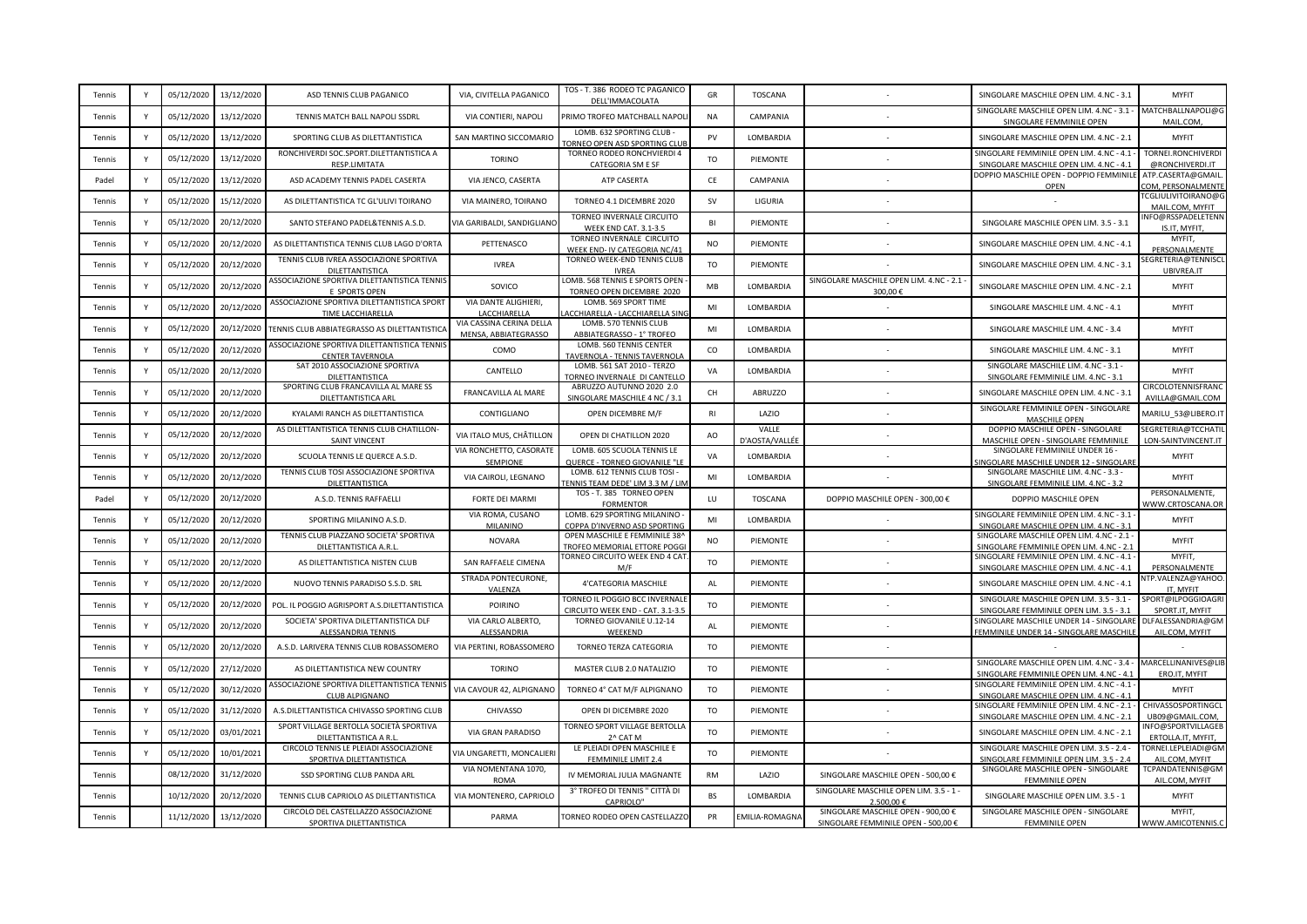| Tennis | Y | 05/12/2020 | 13/12/2020 | ASD TENNIS CLUB PAGANICO | VIA, CIVITELLA PAGANICO | TOS - T. 386 RODEO TC PAGANICO DELL'IMMACOLATA | GR | TOSCANA | - | SINGOLARE MASCHILE OPEN LIM. 4.NC - 3.1 | MYFIT |
|---|---|---|---|---|---|---|---|---|---|---|---|
| Tennis | Y | 05/12/2020 | 13/12/2020 | TENNIS MATCH BALL NAPOLI SSDRL | VIA CONTIERI, NAPOLI | PRIMO TROFEO MATCHBALL NAPOLI | NA | CAMPANIA | - | SINGOLARE MASCHILE OPEN LIM. 4.NC - 3.1 - SINGOLARE FEMMINILE OPEN | MATCHBALLNAPOLI@GMAIL.COM, |
| Tennis | Y | 05/12/2020 | 13/12/2020 | SPORTING CLUB AS DILETTANTISTICA | SAN MARTINO SICCOMARIO | LOMB. 632 SPORTING CLUB - TORNEO OPEN ASD SPORTING CLUB | PV | LOMBARDIA | - | SINGOLARE MASCHILE OPEN LIM. 4.NC - 2.1 | MYFIT |
| Tennis | Y | 05/12/2020 | 13/12/2020 | RONCHIVERDI SOC.SPORT.DILETTANTISTICA A RESP.LIMITATA | TORINO | TORNEO RODEO RONCHVIERDI 4 CATEGORIA SM E SF | TO | PIEMONTE | - | SINGOLARE FEMMINILE OPEN LIM. 4.NC - 4.1 - SINGOLARE MASCHILE OPEN LIM. 4.NC - 4.1 | TORNEI.RONCHIVERDI@RONCHIVERDI.IT |
| Padel | Y | 05/12/2020 | 13/12/2020 | ASD ACADEMY TENNIS PADEL CASERTA | VIA JENCO, CASERTA | ATP CASERTA | CE | CAMPANIA | - | DOPPIO MASCHILE OPEN - DOPPIO FEMMINILE OPEN | ATP.CASERTA@GMAIL.COM, PERSONALMENTE |
| Tennis | Y | 05/12/2020 | 15/12/2020 | AS DILETTANTISTICA TC GL'ULIVI TOIRANO | VIA MAINERO, TOIRANO | TORNEO 4.1 DICEMBRE 2020 | SV | LIGURIA | - | - | TCGLIULIVITOIRANO@GMAIL.COM, MYFIT |
| Tennis | Y | 05/12/2020 | 20/12/2020 | SANTO STEFANO PADEL&TENNIS A.S.D. | VIA GARIBALDI, SANDIGLIANO | TORNEO INVERNALE CIRCUITO WEEK END CAT. 3.1-3.5 | BI | PIEMONTE | - | SINGOLARE MASCHILE OPEN LIM. 3.5 - 3.1 | INFO@RSSPADELETENNIS.IT, MYFIT, |
| Tennis | Y | 05/12/2020 | 20/12/2020 | AS DILETTANTISTICA TENNIS CLUB LAGO D'ORTA | PETTENASCO | TORNEO INVERNALE CIRCUITO WEEK END- IV CATEGORIA NC/41 | NO | PIEMONTE | - | SINGOLARE MASCHILE OPEN LIM. 4.NC - 4.1 | MYFIT, PERSONALMENTE |
| Tennis | Y | 05/12/2020 | 20/12/2020 | TENNIS CLUB IVREA ASSOCIAZIONE SPORTIVA DILETTANTISTICA | IVREA | TORNEO WEEK-END TENNIS CLUB IVREA | TO | PIEMONTE | - | SINGOLARE MASCHILE OPEN LIM. 4.NC - 3.1 | SEGRETERIA@TENNISCLUBIVREA.IT |
| Tennis | Y | 05/12/2020 | 20/12/2020 | ASSOCIAZIONE SPORTIVA DILETTANTISTICA TENNIS E SPORTS OPEN | SOVICO | LOMB. 568 TENNIS E SPORTS OPEN - TORNEO OPEN DICEMBRE 2020 | MB | LOMBARDIA | SINGOLARE MASCHILE OPEN LIM. 4.NC - 2.1 - 300,00 € | SINGOLARE MASCHILE OPEN LIM. 4.NC - 2.1 | MYFIT |
| Tennis | Y | 05/12/2020 | 20/12/2020 | ASSOCIAZIONE SPORTIVA DILETTANTISTICA SPORT TIME LACCHIARELLA | VIA DANTE ALIGHIERI, LACCHIARELLA | LOMB. 569 SPORT TIME LACCHIARELLA - LACCHIARELLA SING | MI | LOMBARDIA | - | SINGOLARE MASCHILE LIM. 4.NC - 4.1 | MYFIT |
| Tennis | Y | 05/12/2020 | 20/12/2020 | TENNIS CLUB ABBIATEGRASSO AS DILETTANTISTICA | VIA CASSINA CERINA DELLA MENSA, ABBIATEGRASSO | LOMB. 570 TENNIS CLUB ABBIATEGRASSO - 1° TROFEO | MI | LOMBARDIA | - | SINGOLARE MASCHILE LIM. 4.NC - 3.4 | MYFIT |
| Tennis | Y | 05/12/2020 | 20/12/2020 | ASSOCIAZIONE SPORTIVA DILETTANTISTICA TENNIS CENTER TAVERNOLA | COMO | LOMB. 560 TENNIS CENTER TAVERNOLA - TENNIS TAVERNOLA | CO | LOMBARDIA | - | SINGOLARE MASCHILE LIM. 4.NC - 3.1 | MYFIT |
| Tennis | Y | 05/12/2020 | 20/12/2020 | SAT 2010 ASSOCIAZIONE SPORTIVA DILETTANTISTICA | CANTELLO | LOMB. 561 SAT 2010 - TERZO TORNEO INVERNALE DI CANTELLO | VA | LOMBARDIA | - | SINGOLARE MASCHILE LIM. 4.NC - 3.1 - SINGOLARE FEMMINILE LIM. 4.NC - 3.1 | MYFIT |
| Tennis | Y | 05/12/2020 | 20/12/2020 | SPORTING CLUB FRANCAVILLA AL MARE SS DILETTANTISTICA ARL | FRANCAVILLA AL MARE | ABRUZZO AUTUNNO 2020 2.0 SINGOLARE MASCHILE 4 NC / 3.1 | CH | ABRUZZO | - | SINGOLARE MASCHILE OPEN LIM. 4.NC - 3.1 | CIRCOLOTENNISFRANCAVILLA@GMAIL.COM |
| Tennis | Y | 05/12/2020 | 20/12/2020 | KYALAMI RANCH AS DILETTANTISTICA | CONTIGLIANO | OPEN DICEMBRE M/F | RI | LAZIO | - | SINGOLARE FEMMINILE OPEN - SINGOLARE MASCHILE OPEN | MARILU_53@LIBERO.IT |
| Tennis | Y | 05/12/2020 | 20/12/2020 | AS DILETTANTISTICA TENNIS CLUB CHATILLON-SAINT VINCENT | VIA ITALO MUS, CHÂTILLON | OPEN DI CHATILLON 2020 | AO | VALLE D'AOSTA/VALLÉE | - | DOPPIO MASCHILE OPEN - SINGOLARE MASCHILE OPEN - SINGOLARE FEMMINILE | SEGRETERIA@TCCHATILLON-SAINTVINCENT.IT |
| Tennis | Y | 05/12/2020 | 20/12/2020 | SCUOLA TENNIS LE QUERCE A.S.D. | VIA RONCHETTO, CASORATE SEMPIONE | LOMB. 605 SCUOLA TENNIS LE QUERCE - TORNEO GIOVANILE "LE | VA | LOMBARDIA | - | SINGOLARE FEMMINILE UNDER 16 - SINGOLARE MASCHILE UNDER 12 - SINGOLARE | MYFIT |
| Tennis | Y | 05/12/2020 | 20/12/2020 | TENNIS CLUB TOSI ASSOCIAZIONE SPORTIVA DILETTANTISTICA | VIA CAIROLI, LEGNANO | LOMB. 612 TENNIS CLUB TOSI - TENNIS TEAM DEDE' LIM 3.3 M / LIM | MI | LOMBARDIA | - | SINGOLARE MASCHILE LIM. 4.NC - 3.3 - SINGOLARE FEMMINILE LIM. 4.NC - 3.2 | MYFIT |
| Padel | Y | 05/12/2020 | 20/12/2020 | A.S.D. TENNIS RAFFAELLI | FORTE DEI MARMI | TOS - T. 385 TORNEO OPEN FORMENTOR | LU | TOSCANA | DOPPIO MASCHILE OPEN - 300,00 € | DOPPIO MASCHILE OPEN | PERSONALMENTE, WWW.CRTOSCANA.OR |
| Tennis | Y | 05/12/2020 | 20/12/2020 | SPORTING MILANINO A.S.D. | VIA ROMA, CUSANO MILANINO | LOMB. 629 SPORTING MILANINO - COPPA D'INVERNO ASD SPORTING | MI | LOMBARDIA | - | SINGOLARE FEMMINILE OPEN LIM. 4.NC - 3.1 - SINGOLARE MASCHILE OPEN LIM. 4.NC - 3.1 | MYFIT |
| Tennis | Y | 05/12/2020 | 20/12/2020 | TENNIS CLUB PIAZZANO SOCIETA' SPORTIVA DILETTANTISTICA A.R.L. | NOVARA | OPEN MASCHILE E FEMMINILE 38^ TROFEO MEMORIAL ETTORE POGGI | NO | PIEMONTE | - | SINGOLARE MASCHILE OPEN LIM. 4.NC - 2.1 - SINGOLARE FEMMINILE OPEN LIM. 4.NC - 2.1 | MYFIT |
| Tennis | Y | 05/12/2020 | 20/12/2020 | AS DILETTANTISTICA NISTEN CLUB | SAN RAFFAELE CIMENA | TORNEO CIRCUITO WEEK END 4 CAT. M/F | TO | PIEMONTE | - | SINGOLARE FEMMINILE OPEN LIM. 4.NC - 4.1 - SINGOLARE MASCHILE OPEN LIM. 4.NC - 4.1 | MYFIT, PERSONALMENTE |
| Tennis | Y | 05/12/2020 | 20/12/2020 | NUOVO TENNIS PARADISO S.S.D. SRL | STRADA PONTECURONE, VALENZA | 4'CATEGORIA MASCHILE | AL | PIEMONTE | - | SINGOLARE MASCHILE OPEN LIM. 4.NC - 4.1 | NTP.VALENZA@YAHOO.IT, MYFIT |
| Tennis | Y | 05/12/2020 | 20/12/2020 | POL. IL POGGIO AGRISPORT A.S.DILETTANTISTICA | POIRINO | TORNEO IL POGGIO BCC INVERNALE CIRCUITO WEEK END - CAT. 3.1-3.5 | TO | PIEMONTE | - | SINGOLARE MASCHILE OPEN LIM. 3.5 - 3.1 - SINGOLARE FEMMINILE OPEN LIM. 3.5 - 3.1 | SPORT@ILPOGGIOAGRISPORT.IT, MYFIT |
| Tennis | Y | 05/12/2020 | 20/12/2020 | SOCIETA' SPORTIVA DILETTANTISTICA DLF ALESSANDRIA TENNIS | VIA CARLO ALBERTO, ALESSANDRIA | TORNEO GIOVANILE U.12-14 WEEKEND | AL | PIEMONTE | - | SINGOLARE MASCHILE UNDER 14 - SINGOLARE FEMMINILE UNDER 14 - SINGOLARE MASCHILE | DLFALESSANDRIA@GMAIL.COM, MYFIT |
| Tennis | Y | 05/12/2020 | 20/12/2020 | A.S.D. LARIVERA TENNIS CLUB ROBASSOMERO | VIA PERTINI, ROBASSOMERO | TORNEO TERZA CATEGORIA | TO | PIEMONTE | - | - | - |
| Tennis | Y | 05/12/2020 | 27/12/2020 | AS DILETTANTISTICA NEW COUNTRY | TORINO | MASTER CLUB 2.0 NATALIZIO | TO | PIEMONTE | - | SINGOLARE MASCHILE OPEN LIM. 4.NC - 3.4 - SINGOLARE FEMMINILE OPEN LIM. 4.NC - 4.1 | MARCELLINANIVES@LIBERO.IT, MYFIT |
| Tennis | Y | 05/12/2020 | 30/12/2020 | ASSOCIAZIONE SPORTIVA DILETTANTISTICA TENNIS CLUB ALPIGNANO | VIA CAVOUR 42, ALPIGNANO | TORNEO 4° CAT M/F ALPIGNANO | TO | PIEMONTE | - | SINGOLARE FEMMINILE OPEN LIM. 4.NC - 4.1 - SINGOLARE MASCHILE OPEN LIM. 4.NC - 4.1 | MYFIT |
| Tennis | Y | 05/12/2020 | 31/12/2020 | A.S.DILETTANTISTICA CHIVASSO SPORTING CLUB | CHIVASSO | OPEN DI DICEMBRE 2020 | TO | PIEMONTE | - | SINGOLARE FEMMINILE OPEN LIM. 4.NC - 2.1 - SINGOLARE MASCHILE OPEN LIM. 4.NC - 2.1 | CHIVASSOSPORTINGCLUB09@GMAIL.COM, |
| Tennis | Y | 05/12/2020 | 03/01/2021 | SPORT VILLAGE BERTOLLA SOCIETÀ SPORTIVA DILETTANTISTICA A R.L. | VIA GRAN PARADISO | TORNEO SPORT VILLAGE BERTOLLA 2^ CAT M | TO | PIEMONTE | - | SINGOLARE MASCHILE OPEN LIM. 4.NC - 2.1 | INFO@SPORTVILLAGEBERTOLLA.IT, MYFIT, |
| Tennis | Y | 05/12/2020 | 10/01/2021 | CIRCOLO TENNIS LE PLEIADI ASSOCIAZIONE SPORTIVA DILETTANTISTICA | VIA UNGARETTI, MONCALIERI | LE PLEIADI OPEN MASCHILE E FEMMINILE LIMIT 2.4 | TO | PIEMONTE | - | SINGOLARE MASCHILE OPEN LIM. 3.5 - 2.4 - SINGOLARE FEMMINILE OPEN LIM. 3.5 - 2.4 | TORNEI.LEPLEIADI@GMAIL.COM, MYFIT |
| Tennis | | 08/12/2020 | 31/12/2020 | SSD SPORTING CLUB PANDA ARL | VIA NOMENTANA 1070, ROMA | IV MEMORIAL JULIA MAGNANTE | RM | LAZIO | SINGOLARE MASCHILE OPEN - 500,00 € | SINGOLARE MASCHILE OPEN - SINGOLARE FEMMINILE OPEN | TCPANDATENNIS@GMAIL.COM, MYFIT |
| Tennis | | 10/12/2020 | 20/12/2020 | TENNIS CLUB CAPRIOLO AS DILETTANTISTICA | VIA MONTENERO, CAPRIOLO | 3° TROFEO DI TENNIS " CITTÀ DI CAPRIOLO" | BS | LOMBARDIA | SINGOLARE MASCHILE OPEN LIM. 3.5 - 1 - 2.500,00 € | SINGOLARE MASCHILE OPEN LIM. 3.5 - 1 | MYFIT |
| Tennis | | 11/12/2020 | 13/12/2020 | CIRCOLO DEL CASTELLAZZO ASSOCIAZIONE SPORTIVA DILETTANTISTICA | PARMA | TORNEO RODEO OPEN CASTELLAZZO | PR | EMILIA-ROMAGNA | SINGOLARE MASCHILE OPEN - 900,00 € SINGOLARE FEMMINILE OPEN - 500,00 € | SINGOLARE MASCHILE OPEN - SINGOLARE FEMMINILE OPEN | MYFIT, WWW.AMICOTENNIS.C |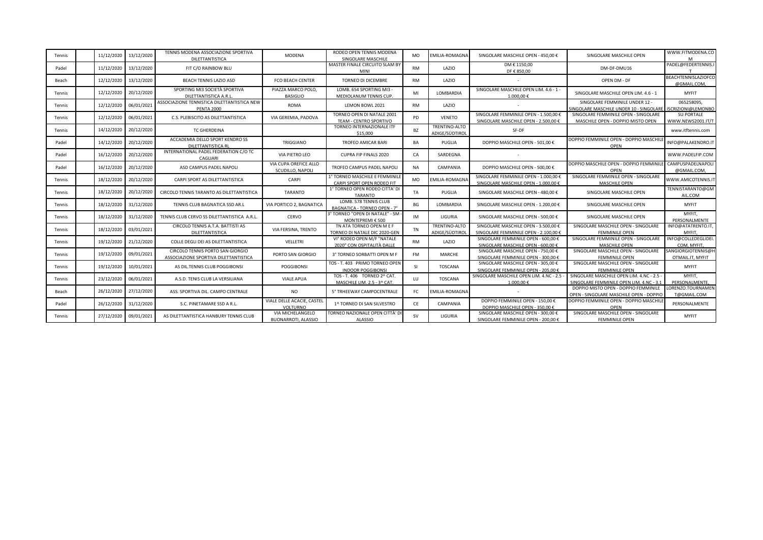| | | | | | | | | | | | |
|---|---|---|---|---|---|---|---|---|---|---|---|
| Tennis | | 11/12/2020 | 13/12/2020 | TENNIS MODENA ASSOCIAZIONE SPORTIVA DILETTANTISTICA | MODENA | RODEO OPEN TENNIS MODENA SINGOLARE MASCHILE | MO | EMILIA-ROMAGNA | SINGOLARE MASCHILE OPEN - 450,00 € | SINGOLARE MASCHILE OPEN | WWW.FITMODENA.COM |
| Padel | | 11/12/2020 | 13/12/2020 | FIT C/O RAINBOW BLU | | MASTER FINALE CIRCUITO SLAM BY MINI | RM | LAZIO | DM € 1150,00 DF € 850,00 | DM-DF-DMU16 | PADEL@FEDERTENNIS.IT |
| Beach | | 12/12/2020 | 13/12/2020 | BEACH TENNIS LAZIO ASD | FCO BEACH CENTER | TORNEO DI DICEMBRE | RM | LAZIO | - | OPEN DM - DF | BEACHTENNISLAZIOFCO@GMAIL.COM, |
| Tennis | | 12/12/2020 | 20/12/2020 | SPORTING MI3 SOCIETÀ SPORTIVA DILETTANTISTICA A.R.L. | PIAZZA MARCO POLO, BASIGLIO | LOMB. 654 SPORTING MI3 - MEDIOLANUM TENNIS CUP. | MI | LOMBARDIA | SINGOLARE MASCHILE OPEN LIM. 4.6 - 1 - 1.000,00 € | SINGOLARE MASCHILE OPEN LIM. 4.6 - 1 | MYFIT |
| Tennis | | 12/12/2020 | 06/01/2021 | ASSOCIAZIONE TENNISTICA DILETTANTISTICA NEW PENTA 2000 | ROMA | LEMON BOWL 2021 | RM | LAZIO | - | SINGOLARE FEMMINILE UNDER 12 - SINGOLARE MASCHILE UNDER 10 - SINGOLARE | 065258095, ISCRIZIONI@LEMONBO |
| Tennis | | 12/12/2020 | 06/01/2021 | C.S. PLEBISCITO AS DILETTANTISTICA | VIA GEREMIA, PADOVA | TORNEO OPEN DI NATALE 2001 TEAM - CENTRO SPORTIVO | PD | VENETO | SINGOLARE FEMMINILE OPEN - 1.500,00 € SINGOLARE MASCHILE OPEN - 2.500,00 € | SINGOLARE FEMMINILE OPEN - SINGOLARE MASCHILE OPEN - DOPPIO MISTO OPEN | SU PORTALE WWW.NEWS2001.IT/T |
| Tennis | | 14/12/2020 | 20/12/2020 | TC GHERDEINA | | TORNEO INTERNAZIONALE ITF $15,000 | BZ | TRENTINO-ALTO ADIGE/SÜDTIROL | SF-DF | | www.itftennis.com |
| Padel | | 14/12/2020 | 20/12/2020 | ACCADEMIA DELLO SPORT KENDRO SS DILETTANTISTICA RL | TRIGGIANO | TROFEO AMICAR BARI | BA | PUGLIA | DOPPIO MASCHILE OPEN - 501,00 € | DOPPIO FEMMINILE OPEN - DOPPIO MASCHILE OPEN | INFO@PALAKENDRO.IT |
| Padel | | 16/12/2020 | 20/12/2020 | INTERNATIONAL PADEL FEDERATION C/O TC CAGLIARI | VIA PIETRO LEO | CUPRA FIP FINALS 2020 | CA | SARDEGNA | - | | WWW.PADELFIP.COM |
| Padel | | 16/12/2020 | 20/12/2020 | ASD CAMPUS PADEL NAPOLI | VIA CUPA OREFICE ALLO SCUDILLO, NAPOLI | TROFEO CAMPUS PADEL NAPOLI | NA | CAMPANIA | DOPPIO MASCHILE OPEN - 500,00 € | DOPPIO MASCHILE OPEN - DOPPIO FEMMINILE OPEN | CAMPUSPADELNAPOLI@GMAIL.COM, |
| Tennis | | 18/12/2020 | 20/12/2020 | CARPI SPORT AS DILETTANTISTICA | CARPI | 1° TORNEO MASCHILE E FEMMINILE CARPI SPORT OPEN RODEO FIT | MO | EMILIA-ROMAGNA | SINGOLARE FEMMINILE OPEN - 1.000,00 € SINGOLARE MASCHILE OPEN - 1.000,00 € | SINGOLARE FEMMINILE OPEN - SINGOLARE MASCHILE OPEN | WWW.AMICOTENNIS.IT |
| Tennis | | 18/12/2020 | 20/12/2020 | CIRCOLO TENNIS TARANTO AS DILETTANTISTICA | TARANTO | 1° TORNEO OPEN RODEO CITTA' DI TARANTO | TA | PUGLIA | SINGOLARE MASCHILE OPEN - 480,00 € | SINGOLARE MASCHILE OPEN | TENNISTARANTO@GMAIL.COM |
| Tennis | | 18/12/2020 | 31/12/2020 | TENNIS CLUB BAGNATICA SSD AR.L | VIA PORTICO 2, BAGNATICA | LOMB. 578 TENNIS CLUB BAGNATICA - TORNEO OPEN - 7° | BG | LOMBARDIA | SINGOLARE MASCHILE OPEN - 1.200,00 € | SINGOLARE MASCHILE OPEN | MYFIT |
| Tennis | | 18/12/2020 | 31/12/2020 | TENNIS CLUB CERVO SS DILETTANTISTICA A.R.L. | CERVO | 3° TORNEO "OPEN DI NATALE" - SM - MONTEPREMI € 500 | IM | LIGURIA | SINGOLARE MASCHILE OPEN - 500,00 € | SINGOLARE MASCHILE OPEN | MYFIT, PERSONALMENTE |
| Tennis | | 18/12/2020 | 03/01/2021 | CIRCOLO TENNIS A.T.A. BATTISTI AS DILETTANTISTICA | VIA FERSINA, TRENTO | TN ATA TORNEO OPEN M E F TORNEO DI NATALE DIC 2020-GEN | TN | TRENTINO-ALTO ADIGE/SÜDTIROL | SINGOLARE MASCHILE OPEN - 3.500,00 € SINGOLARE FEMMINILE OPEN - 2.100,00 € | SINGOLARE MASCHILE OPEN - SINGOLARE FEMMINILE OPEN | INFO@ATATRENTO.IT, MYFIT, |
| Tennis | | 19/12/2020 | 21/12/2020 | COLLE DEGLI DEI AS DILETTANTISTICA | VELLETRI | VI° RODEO OPEN M/F "NATALE 2020" CON OSPITALITÀ DALLE | RM | LAZIO | SINGOLARE FEMMINILE OPEN - 600,00 € SINGOLARE MASCHILE OPEN - 600,00 € | SINGOLARE FEMMINILE OPEN - SINGOLARE MASCHILE OPEN | INFO@COLLEDEGLIDEI.COM, MYFIT, |
| Tennis | | 19/12/2020 | 09/01/2021 | CIRCOLO TENNIS PORTO SAN GIORGIO ASSOCIAZIONE SPORTIVA DILETTANTISTICA | PORTO SAN GIORGIO | 3° TORNEO SORBATTI OPEN M F | FM | MARCHE | SINGOLARE MASCHILE OPEN - 750,00 € SINGOLARE FEMMINILE OPEN - 300,00 € | SINGOLARE MASCHILE OPEN - SINGOLARE FEMMINILE OPEN | SANGIORGIOTENNIS@HOTMAIL.IT, MYFIT |
| Tennis | | 19/12/2020 | 10/01/2021 | AS DIL.TENNIS CLUB POGGIBONSI | POGGIBONSI | TOS - T. 403 PRIMO TORNEO OPEN INDOOR POGGIBONSI | SI | TOSCANA | SINGOLARE MASCHILE OPEN - 305,00 € SINGOLARE FEMMINILE OPEN - 205,00 € | SINGOLARE MASCHILE OPEN - SINGOLARE FEMMINILE OPEN | MYFIT |
| Tennis | | 23/12/2020 | 06/01/2021 | A.S.D. TENIS CLUB LA VERSILIANA | VIALE APUA | TOS - T. 406 TORNEO 2^ CAT. MASCHILE LIM. 2.5 - 3^ CAT. | LU | TOSCANA | SINGOLARE MASCHILE OPEN LIM. 4.NC - 2.5 - 1.000,00 € | SINGOLARE MASCHILE OPEN LIM. 4.NC - 2.5 - SINGOLARE FEMMINILE OPEN LIM. 4.NC - 3.1 | MYFIT, PERSONALMENTE, |
| Beach | | 26/12/2020 | 27/12/2020 | ASS. SPORTIVA DIL. CAMPO CENTRALE | NO | 5° TRHEEWAY CAMPOCENTRALE | FC | EMILIA-ROMAGNA | - | DOPPIO MISTO OPEN - DOPPIO FEMMINILE OPEN - SINGOLARE MASCHILE OPEN - DOPPIO | LORENZO.TOURNAMENT@GMAIL.COM |
| Padel | | 26/12/2020 | 31/12/2020 | S.C. PINETAMARE SSD A R.L. | VIALE DELLE ACACIE, CASTEL VOLTURNO | 1^ TORNEO DI SAN SILVESTRO | CE | CAMPANIA | DOPPIO FEMMINILE OPEN - 150,00 € DOPPIO MASCHILE OPEN - 350,00 € | DOPPIO FEMMINILE OPEN - DOPPIO MASCHILE OPEN | PERSONALMENTE |
| Tennis | | 27/12/2020 | 09/01/2021 | AS DILETTANTISTICA HANBURY TENNIS CLUB | VIA MICHELANGELO BUONARROTI, ALASSIO | TORNEO NAZIONALE OPEN CITTÀ' DI ALASSIO | SV | LIGURIA | SINGOLARE MASCHILE OPEN - 300,00 € SINGOLARE FEMMINILE OPEN - 200,00 € | SINGOLARE MASCHILE OPEN - SINGOLARE FEMMINILE OPEN | MYFIT |